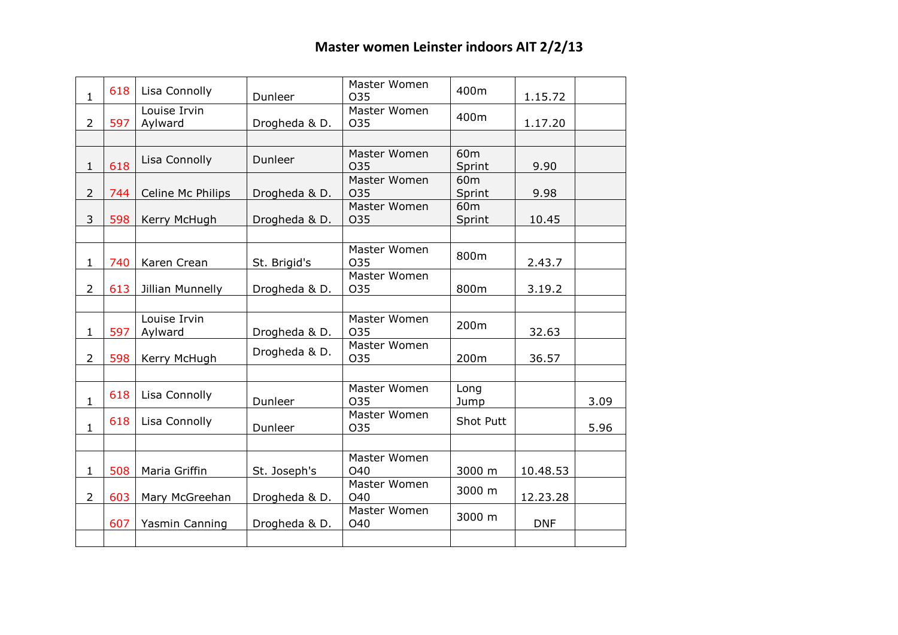# Master women Leinster indoors AIT 2/2/13

| | | | | | | | |
|---|---|---|---|---|---|---|---|
| 1 | 618 | Lisa Connolly | Dunleer | Master Women O35 | 400m | 1.15.72 | |
| 2 | 597 | Louise Irvin Aylward | Drogheda & D. | Master Women O35 | 400m | 1.17.20 | |
| | | | | | | | |
| 1 | 618 | Lisa Connolly | Dunleer | Master Women O35 | 60m Sprint | 9.90 | |
| 2 | 744 | Celine Mc Philips | Drogheda & D. | Master Women O35 | 60m Sprint | 9.98 | |
| 3 | 598 | Kerry McHugh | Drogheda & D. | Master Women O35 | 60m Sprint | 10.45 | |
| | | | | | | | |
| 1 | 740 | Karen Crean | St. Brigid's | Master Women O35 | 800m | 2.43.7 | |
| 2 | 613 | Jillian Munnelly | Drogheda & D. | Master Women O35 | 800m | 3.19.2 | |
| | | | | | | | |
| 1 | 597 | Louise Irvin Aylward | Drogheda & D. | Master Women O35 | 200m | 32.63 | |
| 2 | 598 | Kerry McHugh | Drogheda & D. | Master Women O35 | 200m | 36.57 | |
| | | | | | | | |
| 1 | 618 | Lisa Connolly | Dunleer | Master Women O35 | Long Jump | | 3.09 |
| 1 | 618 | Lisa Connolly | Dunleer | Master Women O35 | Shot Putt | | 5.96 |
| | | | | | | | |
| 1 | 508 | Maria Griffin | St. Joseph's | Master Women O40 | 3000 m | 10.48.53 | |
| 2 | 603 | Mary McGreehan | Drogheda & D. | Master Women O40 | 3000 m | 12.23.28 | |
| | 607 | Yasmin Canning | Drogheda & D. | Master Women O40 | 3000 m | DNF | |
| | | | | | | | |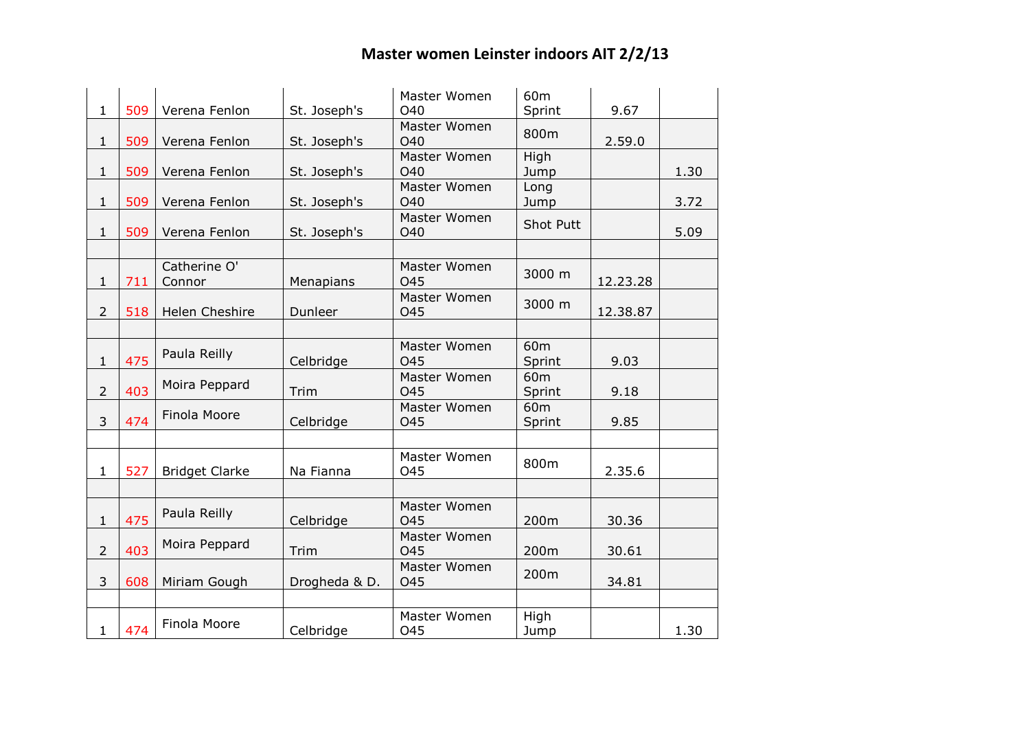# Master women Leinster indoors AIT 2/2/13

| | | | | | | | |
|---|---|---|---|---|---|---|---|
| 1 | 509 | Verena Fenlon | St. Joseph's | Master Women O40 | 60m Sprint | 9.67 | |
| 1 | 509 | Verena Fenlon | St. Joseph's | Master Women O40 | 800m | 2.59.0 | |
| 1 | 509 | Verena Fenlon | St. Joseph's | Master Women O40 | High Jump | | 1.30 |
| 1 | 509 | Verena Fenlon | St. Joseph's | Master Women O40 | Long Jump | | 3.72 |
| 1 | 509 | Verena Fenlon | St. Joseph's | Master Women O40 | Shot Putt | | 5.09 |
| | | | | | | | |
| 1 | 711 | Catherine O' Connor | Menapians | Master Women O45 | 3000 m | 12.23.28 | |
| 2 | 518 | Helen Cheshire | Dunleer | Master Women O45 | 3000 m | 12.38.87 | |
| | | | | | | | |
| 1 | 475 | Paula Reilly | Celbridge | Master Women O45 | 60m Sprint | 9.03 | |
| 2 | 403 | Moira Peppard | Trim | Master Women O45 | 60m Sprint | 9.18 | |
| 3 | 474 | Finola Moore | Celbridge | Master Women O45 | 60m Sprint | 9.85 | |
| | | | | | | | |
| 1 | 527 | Bridget Clarke | Na Fianna | Master Women O45 | 800m | 2.35.6 | |
| | | | | | | | |
| 1 | 475 | Paula Reilly | Celbridge | Master Women O45 | 200m | 30.36 | |
| 2 | 403 | Moira Peppard | Trim | Master Women O45 | 200m | 30.61 | |
| 3 | 608 | Miriam Gough | Drogheda & D. | Master Women O45 | 200m | 34.81 | |
| | | | | | | | |
| 1 | 474 | Finola Moore | Celbridge | Master Women O45 | High Jump | | 1.30 |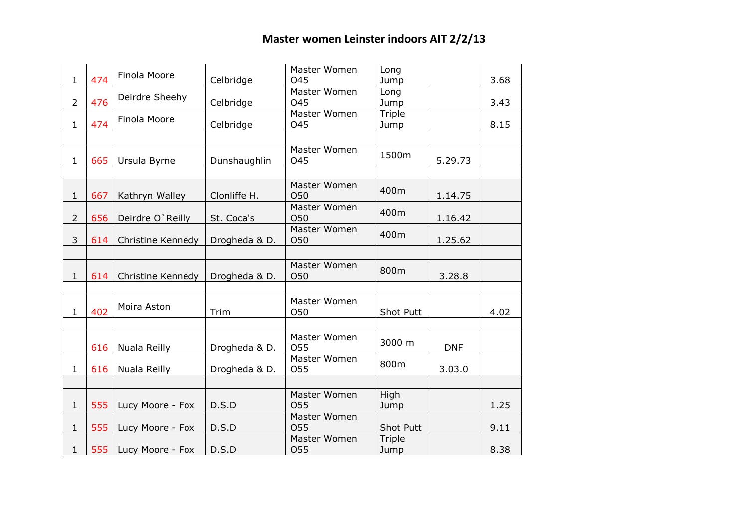# Master women Leinster indoors AIT 2/2/13

| | | | | | | | |
|---|---|---|---|---|---|---|---|
| 1 | 474 | Finola Moore | Celbridge | Master Women O45 | Long Jump | | 3.68 |
| 2 | 476 | Deirdre Sheehy | Celbridge | Master Women O45 | Long Jump | | 3.43 |
| 1 | 474 | Finola Moore | Celbridge | Master Women O45 | Triple Jump | | 8.15 |
| | | | | | | | |
| 1 | 665 | Ursula Byrne | Dunshaughlin | Master Women O45 | 1500m | 5.29.73 | |
| | | | | | | | |
| 1 | 667 | Kathryn Walley | Clonliffe H. | Master Women O50 | 400m | 1.14.75 | |
| 2 | 656 | Deirdre O`Reilly | St. Coca's | Master Women O50 | 400m | 1.16.42 | |
| 3 | 614 | Christine Kennedy | Drogheda & D. | Master Women O50 | 400m | 1.25.62 | |
| | | | | | | | |
| 1 | 614 | Christine Kennedy | Drogheda & D. | Master Women O50 | 800m | 3.28.8 | |
| | | | | | | | |
| 1 | 402 | Moira Aston | Trim | Master Women O50 | Shot Putt | | 4.02 |
| | | | | | | | |
| | 616 | Nuala Reilly | Drogheda & D. | Master Women O55 | 3000 m | DNF | |
| 1 | 616 | Nuala Reilly | Drogheda & D. | Master Women O55 | 800m | 3.03.0 | |
| | | | | | | | |
| 1 | 555 | Lucy Moore - Fox | D.S.D | Master Women O55 | High Jump | | 1.25 |
| 1 | 555 | Lucy Moore - Fox | D.S.D | Master Women O55 | Shot Putt | | 9.11 |
| 1 | 555 | Lucy Moore - Fox | D.S.D | Master Women O55 | Triple Jump | | 8.38 |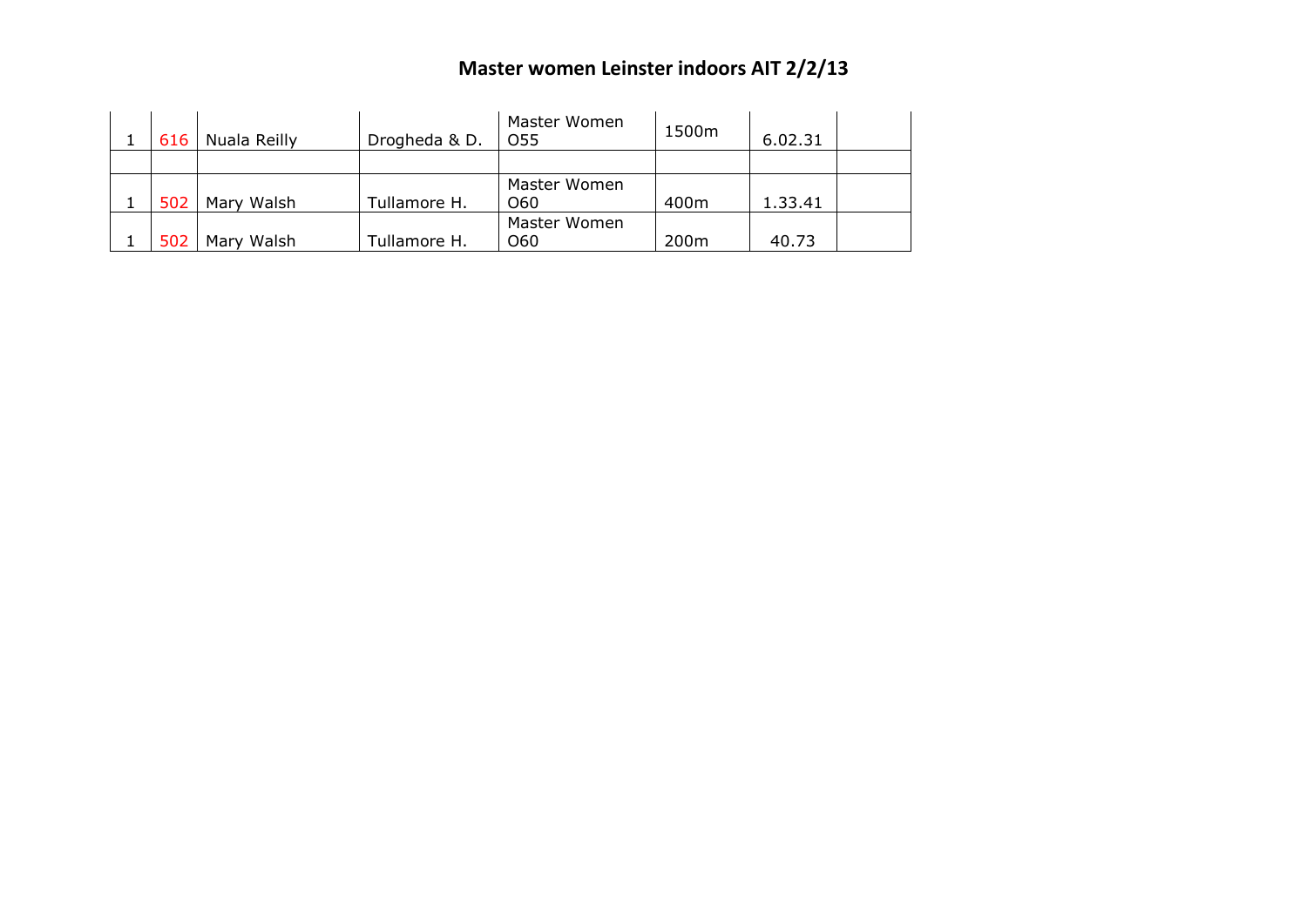# Master women Leinster indoors AIT 2/2/13

| | | | | | | | |
|---|---|---|---|---|---|---|---|
| 1 | 616 | Nuala Reilly | Drogheda & D. | Master Women O55 | 1500m | 6.02.31 | |
| | | | | | | | |
| 1 | 502 | Mary Walsh | Tullamore H. | Master Women O60 | 400m | 1.33.41 | |
| 1 | 502 | Mary Walsh | Tullamore H. | Master Women O60 | 200m | 40.73 | |